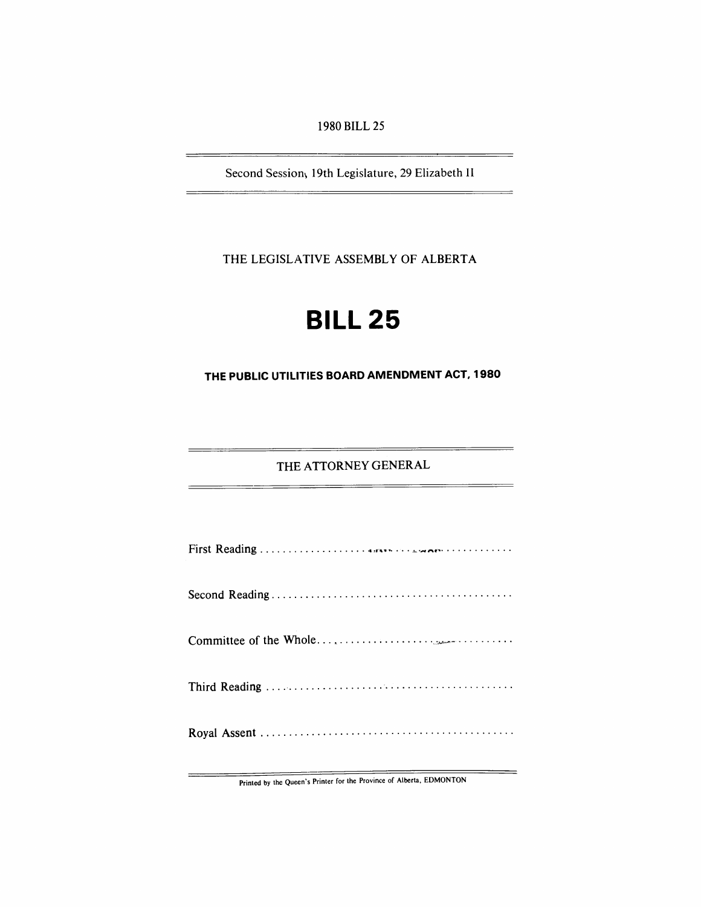1980 BILL 25

Second Session, 19th Legislature, 29 Elizabeth II

THE LEGISLATIVE ASSEMBLY OF ALBERTA

# BILL 25

## THE PUBLIC UTILITIES BOARD AMENDMENT ACT, 1980

THE ATTORNEY GENERAL

First Reading . . . . . . . . . . . . . . . . . . . . . . . . . . . . . . . . . . . . . . . . . .

Second Reading . . . . . . . . . . . . . . . . . . . . . . . . . . . . . . . . . . . . . . . .

Committee of the Whole . . . . . . . . . . . . . . . . . . . . . . . . . . . . . . . . . .

Third Reading . . . . . . . . . . . . . . . . . . . . . . . . . . . . . . . . . . . . . . . . . .

Royal Assent . . . . . . . . . . . . . . . . . . . . . . . . . . . . . . . . . . . . . . . . . .

Printed by the Queen's Printer for the Province of Alberta, EDMONTON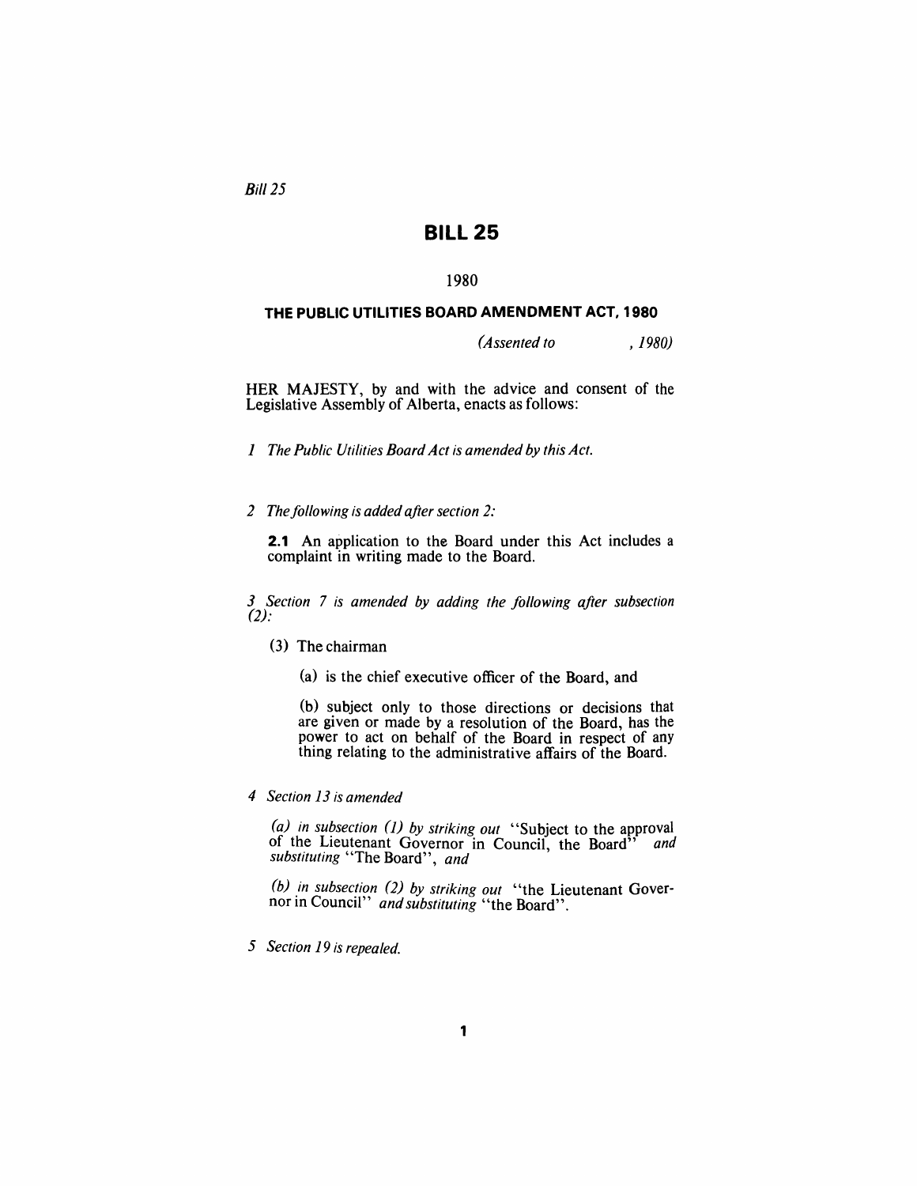*Bill 25*

# BILL 25

1980

## THE PUBLIC UTILITIES BOARD AMENDMENT ACT, 1980

*(Assented to , 1980)*

HER MAJESTY, by and with the advice and consent of the Legislative Assembly of Alberta, enacts as follows:

*1 The Public Utilities Board Act is amended by this Act.*

*2 The following is added after section 2:*

**2.1** An application to the Board under this Act includes a complaint in writing made to the Board.

*3 Section 7 is amended by adding the following after subsection (2):*

(3) The chairman

(a) is the chief executive officer of the Board, and

(b) subject only to those directions or decisions that are given or made by a resolution of the Board, has the power to act on behalf of the Board in respect of any thing relating to the administrative affairs of the Board.

*4 Section 13 is amended*

*(a) in subsection (1) by striking out* "Subject to the approval of the Lieutenant Governor in Council, the Board" *and substituting* "The Board", *and*

*(b) in subsection (2) by striking out* "the Lieutenant Governor in Council" *and substituting* "the Board".

*5 Section 19 is repealed.*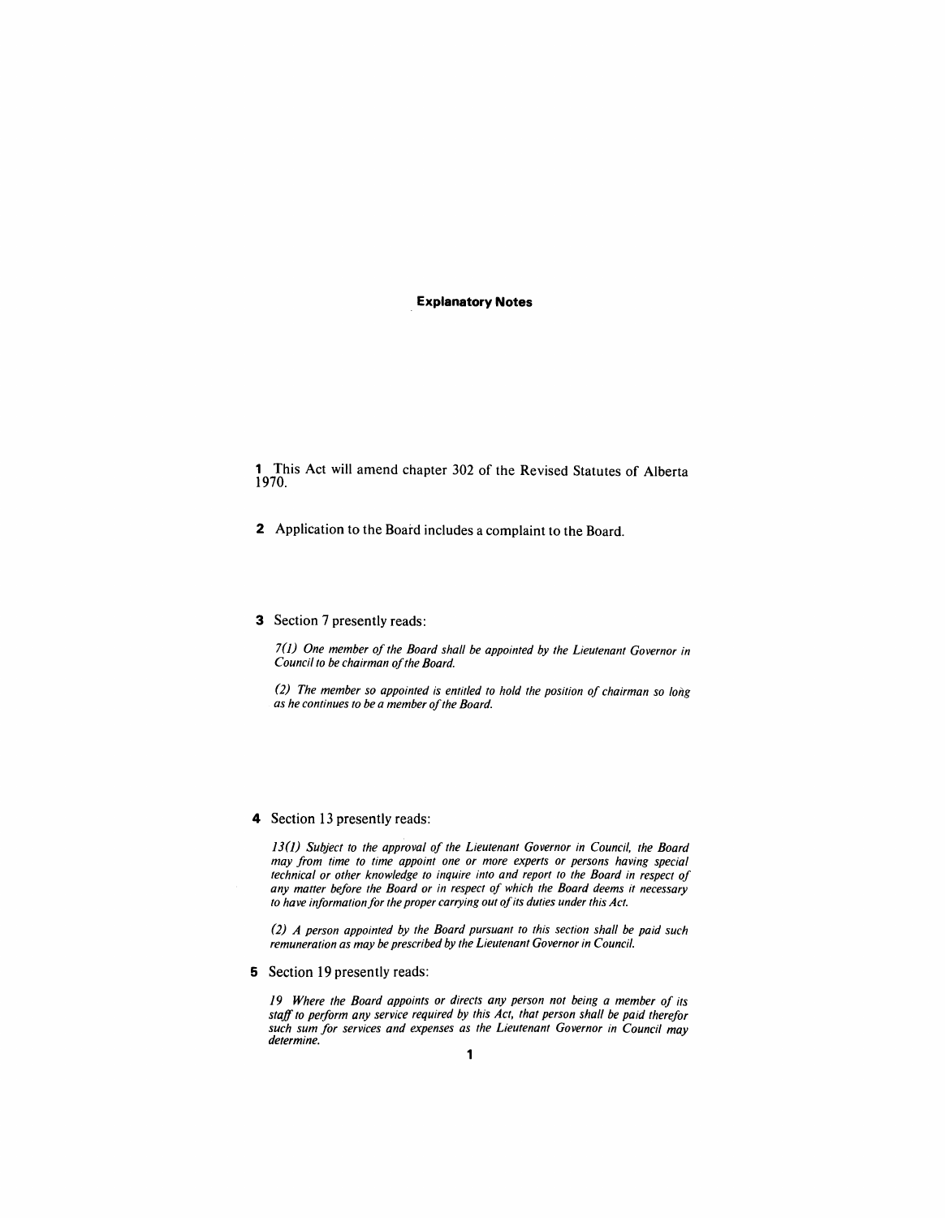## Explanatory Notes

**1** This Act will amend chapter 302 of the Revised Statutes of Alberta 1970.

**2** Application to the Board includes a complaint to the Board.

**3** Section 7 presently reads:

*7(1) One member of the Board shall be appointed by the Lieutenant Governor in Council to be chairman of the Board.*

*(2) The member so appointed is entitled to hold the position of chairman so long as he continues to be a member of the Board.*

**4** Section 13 presently reads:

*13(1) Subject to the approval of the Lieutenant Governor in Council, the Board may from time to time appoint one or more experts or persons having special technical or other knowledge to inquire into and report to the Board in respect of any matter before the Board or in respect of which the Board deems it necessary to have information for the proper carrying out of its duties under this Act.*

*(2) A person appointed by the Board pursuant to this section shall be paid such remuneration as may be prescribed by the Lieutenant Governor in Council.*

**5** Section 19 presently reads:

*19 Where the Board appoints or directs any person not being a member of its staff to perform any service required by this Act, that person shall be paid therefor such sum for services and expenses as the Lieutenant Governor in Council may determine.*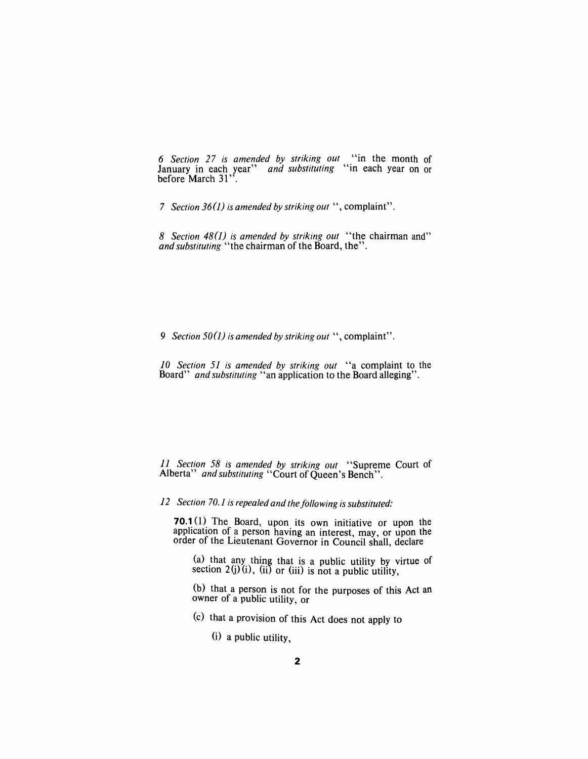6 *Section 27 is amended by striking out* "in the month of January in each year" *and substituting* "in each year on or before March 31".

7 *Section 36(1) is amended by striking out* ", complaint".

8 *Section 48(1) is amended by striking out* "the chairman and" *and substituting* "the chairman of the Board, the".

9 *Section 50(1) is amended by striking out* ", complaint".

10 *Section 51 is amended by striking out* "a complaint to the Board" *and substituting* "an application to the Board alleging".

11 *Section 58 is amended by striking out* "Supreme Court of Alberta" *and substituting* "Court of Queen's Bench".

12 *Section 70.1 is repealed and the following is substituted:*

**70.1**(1) The Board, upon its own initiative or upon the application of a person having an interest, may, or upon the order of the Lieutenant Governor in Council shall, declare

(a) that any thing that is a public utility by virtue of section 2(j)(i), (ii) or (iii) is not a public utility,

(b) that a person is not for the purposes of this Act an owner of a public utility, or

(c) that a provision of this Act does not apply to

(i) a public utility,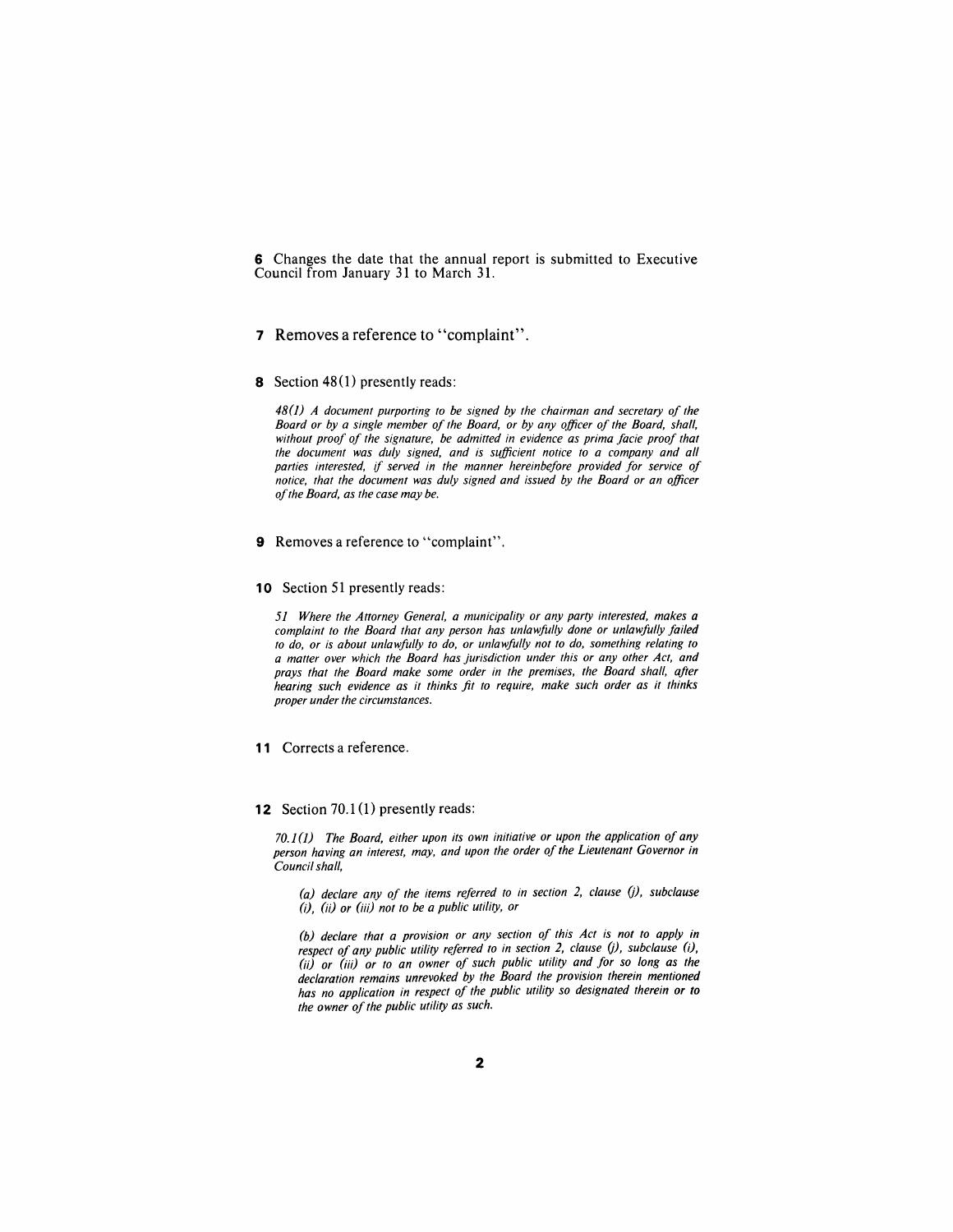**6** Changes the date that the annual report is submitted to Executive Council from January 31 to March 31.

**7** Removes a reference to "complaint".

**8** Section 48(1) presently reads:

> *48(1) A document purporting to be signed by the chairman and secretary of the Board or by a single member of the Board, or by any officer of the Board, shall, without proof of the signature, be admitted in evidence as prima facie proof that the document was duly signed, and is sufficient notice to a company and all parties interested, if served in the manner hereinbefore provided for service of notice, that the document was duly signed and issued by the Board or an officer of the Board, as the case may be.*

**9** Removes a reference to "complaint".

**10** Section 51 presently reads:

> *51 Where the Attorney General, a municipality or any party interested, makes a complaint to the Board that any person has unlawfully done or unlawfully failed to do, or is about unlawfully to do, or unlawfully not to do, something relating to a matter over which the Board has jurisdiction under this or any other Act, and prays that the Board make some order in the premises, the Board shall, after hearing such evidence as it thinks fit to require, make such order as it thinks proper under the circumstances.*

**11** Corrects a reference.

**12** Section 70.1(1) presently reads:

> *70.1(1) The Board, either upon its own initiative or upon the application of any person having an interest, may, and upon the order of the Lieutenant Governor in Council shall,*
>
> *(a) declare any of the items referred to in section 2, clause (j), subclause (i), (ii) or (iii) not to be a public utility, or*
>
> *(b) declare that a provision or any section of this Act is not to apply in respect of any public utility referred to in section 2, clause (j), subclause (i), (ii) or (iii) or to an owner of such public utility and for so long as the declaration remains unrevoked by the Board the provision therein mentioned has no application in respect of the public utility so designated therein or to the owner of the public utility as such.*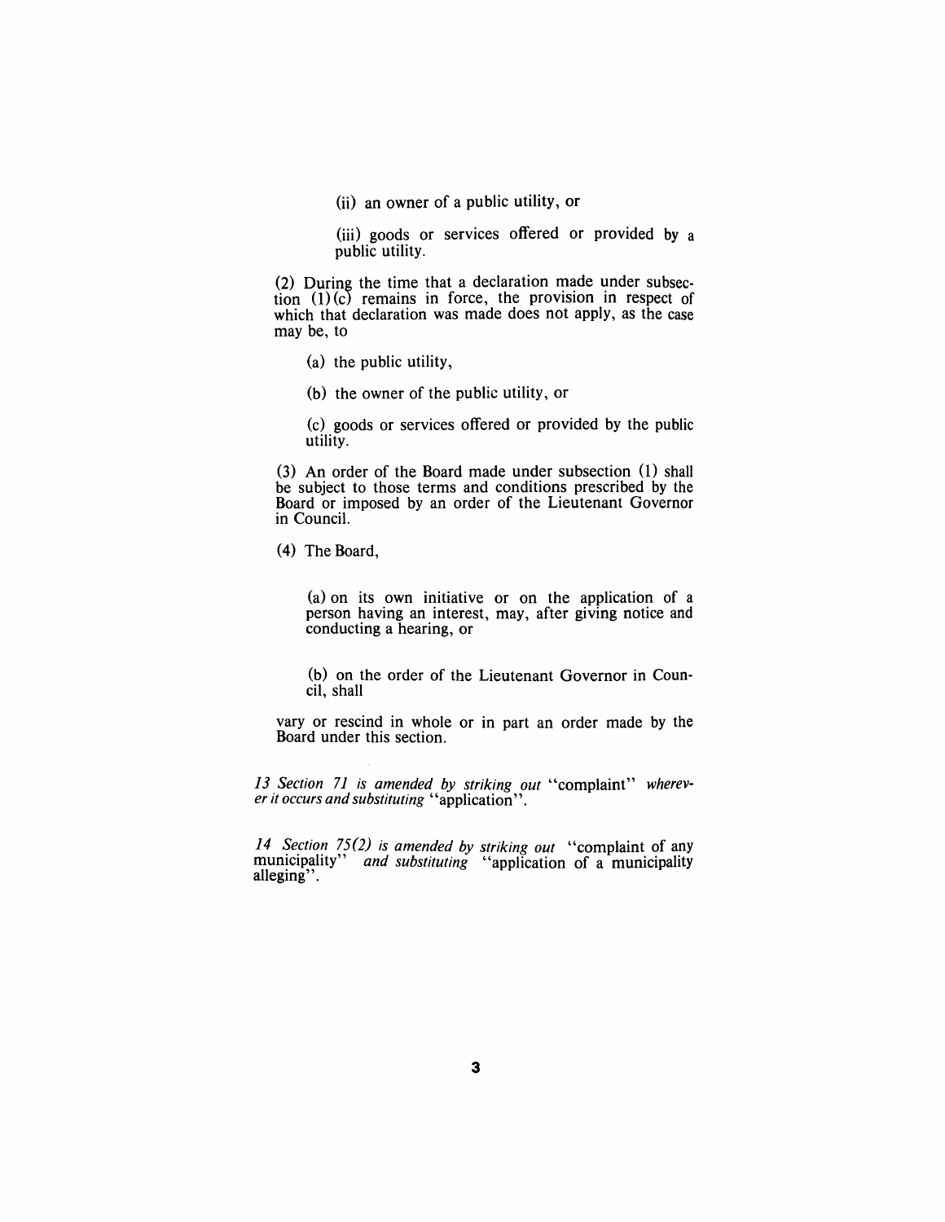(ii) an owner of a public utility, or

(iii) goods or services offered or provided by a public utility.

(2) During the time that a declaration made under subsection (1)(c) remains in force, the provision in respect of which that declaration was made does not apply, as the case may be, to

(a) the public utility,

(b) the owner of the public utility, or

(c) goods or services offered or provided by the public utility.

(3) An order of the Board made under subsection (1) shall be subject to those terms and conditions prescribed by the Board or imposed by an order of the Lieutenant Governor in Council.

(4) The Board,

(a) on its own initiative or on the application of a person having an interest, may, after giving notice and conducting a hearing, or

(b) on the order of the Lieutenant Governor in Council, shall

vary or rescind in whole or in part an order made by the Board under this section.

*13 Section 71 is amended by striking out* "complaint" *wherever it occurs and substituting* "application".

*14 Section 75(2) is amended by striking out* "complaint of any municipality" *and substituting* "application of a municipality alleging".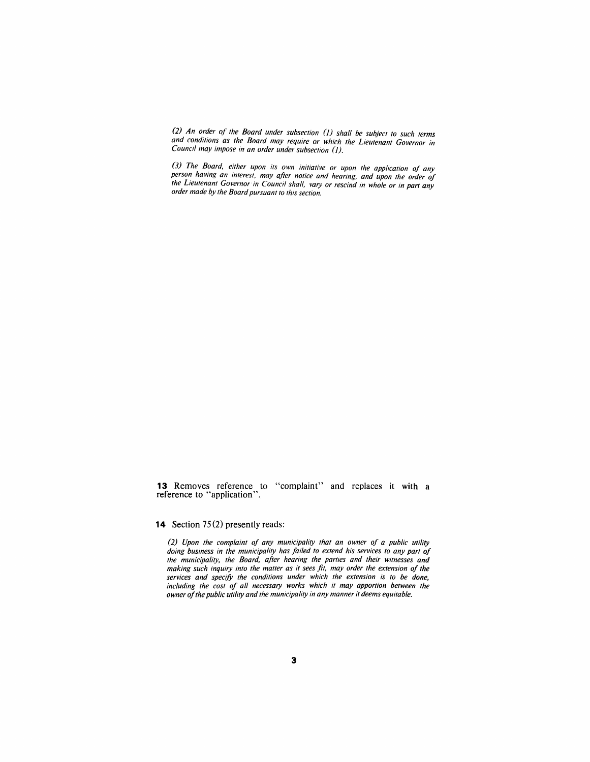*(2) An order of the Board under subsection (1) shall be subject to such terms and conditions as the Board may require or which the Lieutenant Governor in Council may impose in an order under subsection (1).*

*(3) The Board, either upon its own initiative or upon the application of any person having an interest, may after notice and hearing, and upon the order of the Lieutenant Governor in Council shall, vary or rescind in whole or in part any order made by the Board pursuant to this section.*

**13** Removes reference to "complaint" and replaces it with a reference to "application".

**14** Section 75(2) presently reads:

*(2) Upon the complaint of any municipality that an owner of a public utility doing business in the municipality has failed to extend his services to any part of the municipality, the Board, after hearing the parties and their witnesses and making such inquiry into the matter as it sees fit, may order the extension of the services and specify the conditions under which the extension is to be done, including the cost of all necessary works which it may apportion between the owner of the public utility and the municipality in any manner it deems equitable.*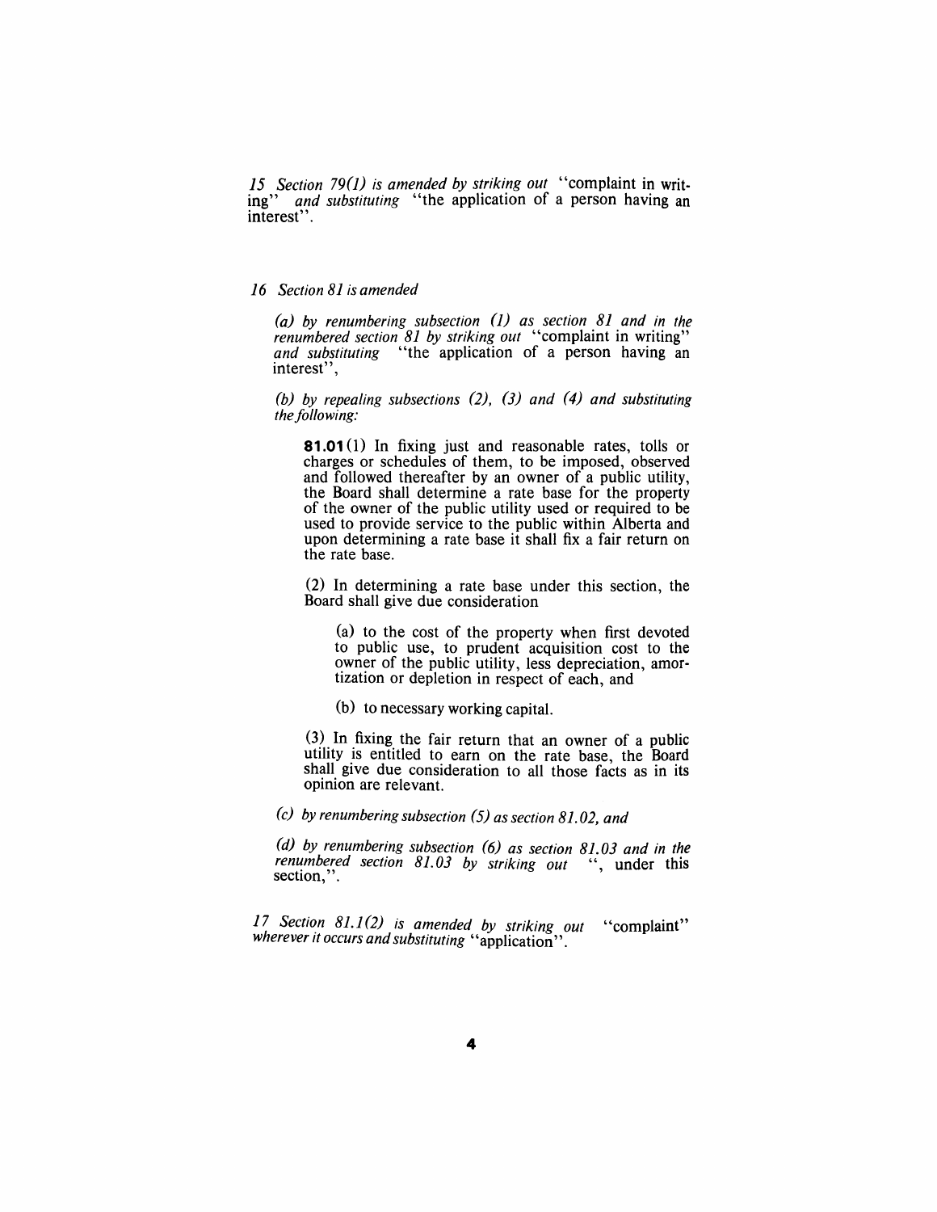*15 Section 79(1) is amended by striking out* "complaint in writing" *and substituting* "the application of a person having an interest".

*16 Section 81 is amended*

*(a) by renumbering subsection (1) as section 81 and in the renumbered section 81 by striking out* "complaint in writing" *and substituting* "the application of a person having an interest",

*(b) by repealing subsections (2), (3) and (4) and substituting the following:*

> **81.01**(1) In fixing just and reasonable rates, tolls or charges or schedules of them, to be imposed, observed and followed thereafter by an owner of a public utility, the Board shall determine a rate base for the property of the owner of the public utility used or required to be used to provide service to the public within Alberta and upon determining a rate base it shall fix a fair return on the rate base.
>
> (2) In determining a rate base under this section, the Board shall give due consideration
>
> > (a) to the cost of the property when first devoted to public use, to prudent acquisition cost to the owner of the public utility, less depreciation, amortization or depletion in respect of each, and
> >
> > (b) to necessary working capital.
>
> (3) In fixing the fair return that an owner of a public utility is entitled to earn on the rate base, the Board shall give due consideration to all those facts as in its opinion are relevant.

*(c) by renumbering subsection (5) as section 81.02, and*

*(d) by renumbering subsection (6) as section 81.03 and in the renumbered section 81.03 by striking out* ", under this section,".

*17 Section 81.1(2) is amended by striking out* "complaint" *wherever it occurs and substituting* "application".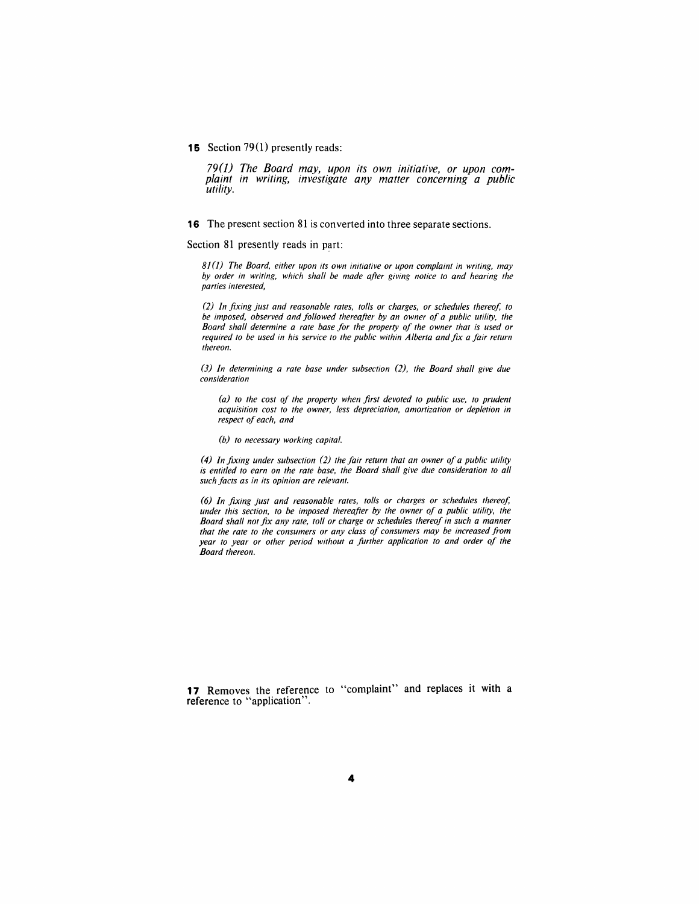**15** Section 79(1) presently reads:

*79(1) The Board may, upon its own initiative, or upon complaint in writing, investigate any matter concerning a public utility.*

**16** The present section 81 is converted into three separate sections.

Section 81 presently reads in part:

*81(1) The Board, either upon its own initiative or upon complaint in writing, may by order in writing, which shall be made after giving notice to and hearing the parties interested,*

*(2) In fixing just and reasonable rates, tolls or charges, or schedules thereof, to be imposed, observed and followed thereafter by an owner of a public utility, the Board shall determine a rate base for the property of the owner that is used or required to be used in his service to the public within Alberta and fix a fair return thereon.*

*(3) In determining a rate base under subsection (2), the Board shall give due consideration*

> *(a) to the cost of the property when first devoted to public use, to prudent acquisition cost to the owner, less depreciation, amortization or depletion in respect of each, and*
>
> *(b) to necessary working capital.*

*(4) In fixing under subsection (2) the fair return that an owner of a public utility is entitled to earn on the rate base, the Board shall give due consideration to all such facts as in its opinion are relevant.*

*(6) In fixing just and reasonable rates, tolls or charges or schedules thereof, under this section, to be imposed thereafter by the owner of a public utility, the Board shall not fix any rate, toll or charge or schedules thereof in such a manner that the rate to the consumers or any class of consumers may be increased from year to year or other period without a further application to and order of the Board thereon.*

**17** Removes the reference to "complaint" and replaces it with a reference to "application".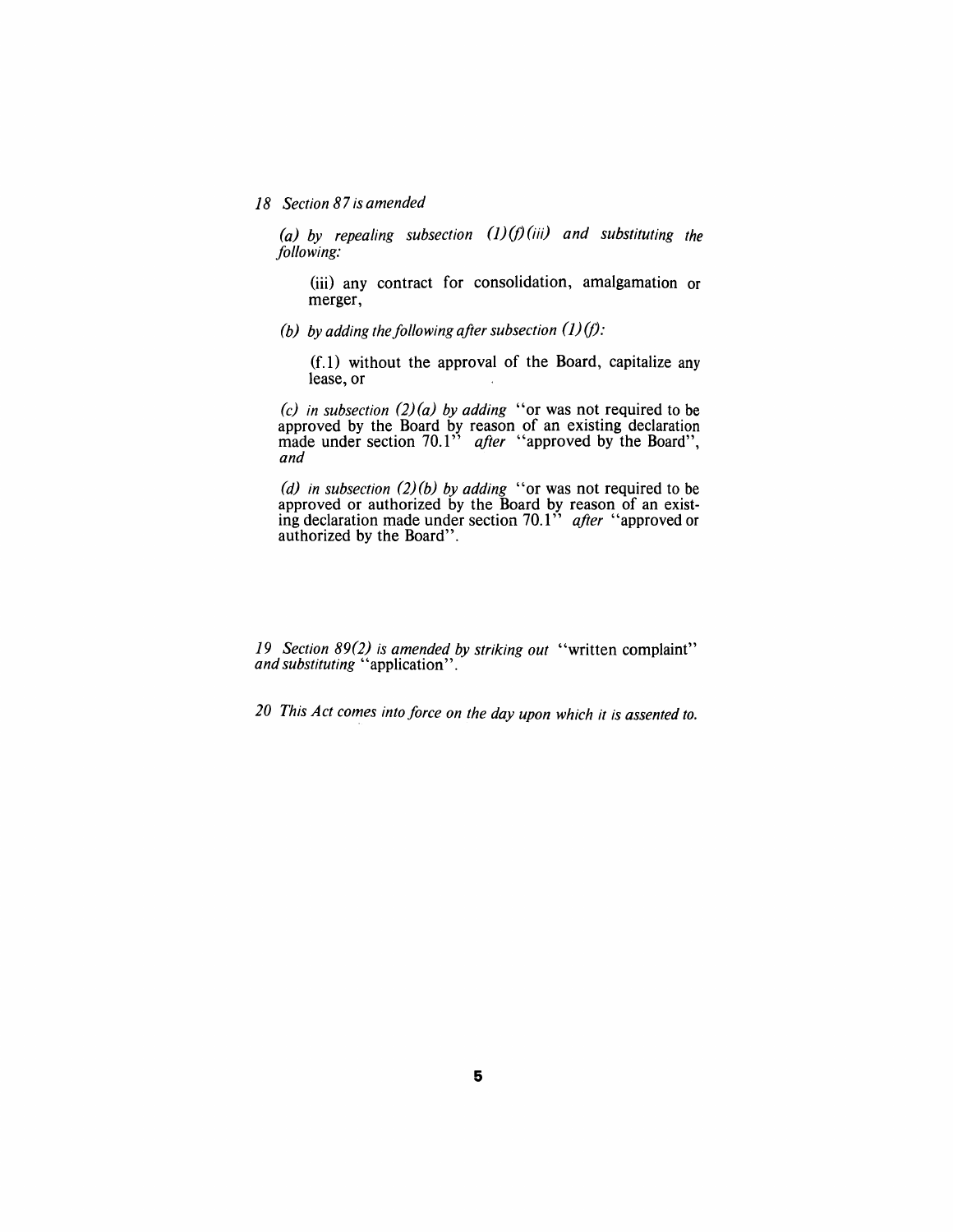*18 Section 87 is amended*

*(a) by repealing subsection (1)(f)(iii) and substituting the following:*

(iii) any contract for consolidation, amalgamation or merger,

*(b) by adding the following after subsection (1)(f):*

(f.1) without the approval of the Board, capitalize any lease, or

*(c) in subsection (2)(a) by adding* "or was not required to be approved by the Board by reason of an existing declaration made under section 70.1" *after* "approved by the Board", *and*

*(d) in subsection (2)(b) by adding* "or was not required to be approved or authorized by the Board by reason of an existing declaration made under section 70.1" *after* "approved or authorized by the Board".

*19 Section 89(2) is amended by striking out* "written complaint" *and substituting* "application".

*20 This Act comes into force on the day upon which it is assented to.*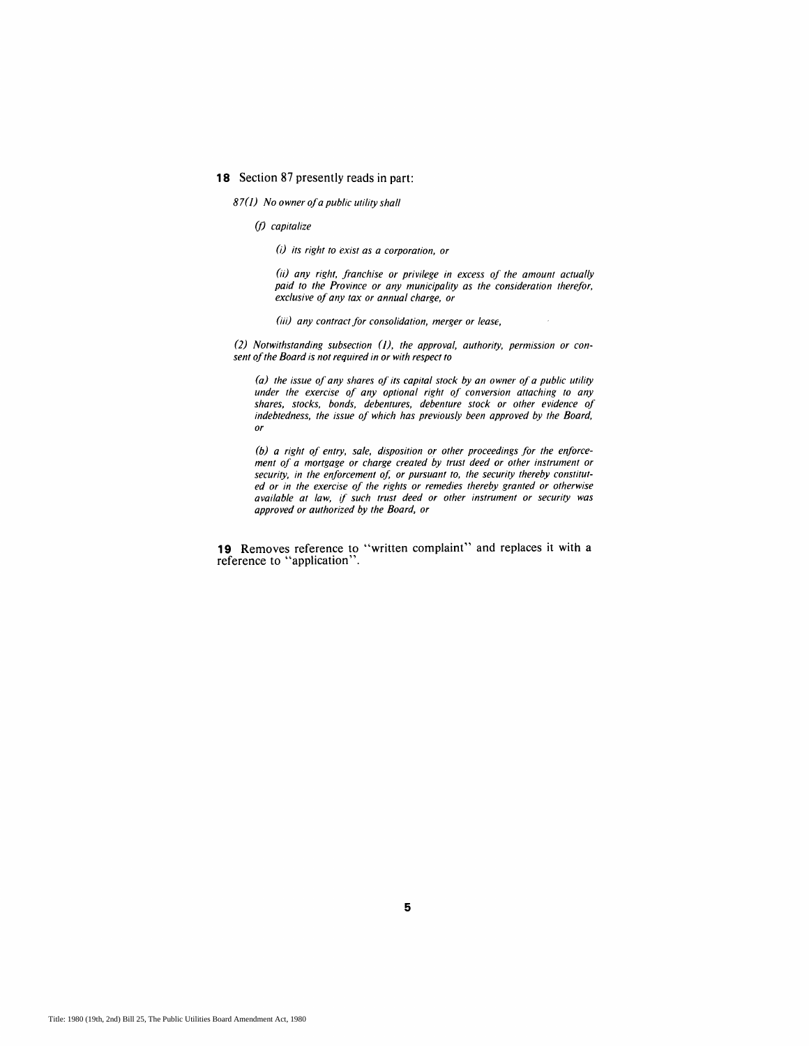**18** Section 87 presently reads in part:

*87(1) No owner of a public utility shall*

*(f) capitalize*

*(i) its right to exist as a corporation, or*

*(ii) any right, franchise or privilege in excess of the amount actually paid to the Province or any municipality as the consideration therefor, exclusive of any tax or annual charge, or*

*(iii) any contract for consolidation, merger or lease,*

*(2) Notwithstanding subsection (1), the approval, authority, permission or consent of the Board is not required in or with respect to*

*(a) the issue of any shares of its capital stock by an owner of a public utility under the exercise of any optional right of conversion attaching to any shares, stocks, bonds, debentures, debenture stock or other evidence of indebtedness, the issue of which has previously been approved by the Board, or*

*(b) a right of entry, sale, disposition or other proceedings for the enforcement of a mortgage or charge created by trust deed or other instrument or security, in the enforcement of, or pursuant to, the security thereby constituted or in the exercise of the rights or remedies thereby granted or otherwise available at law, if such trust deed or other instrument or security was approved or authorized by the Board, or*

**19** Removes reference to "written complaint" and replaces it with a reference to "application".